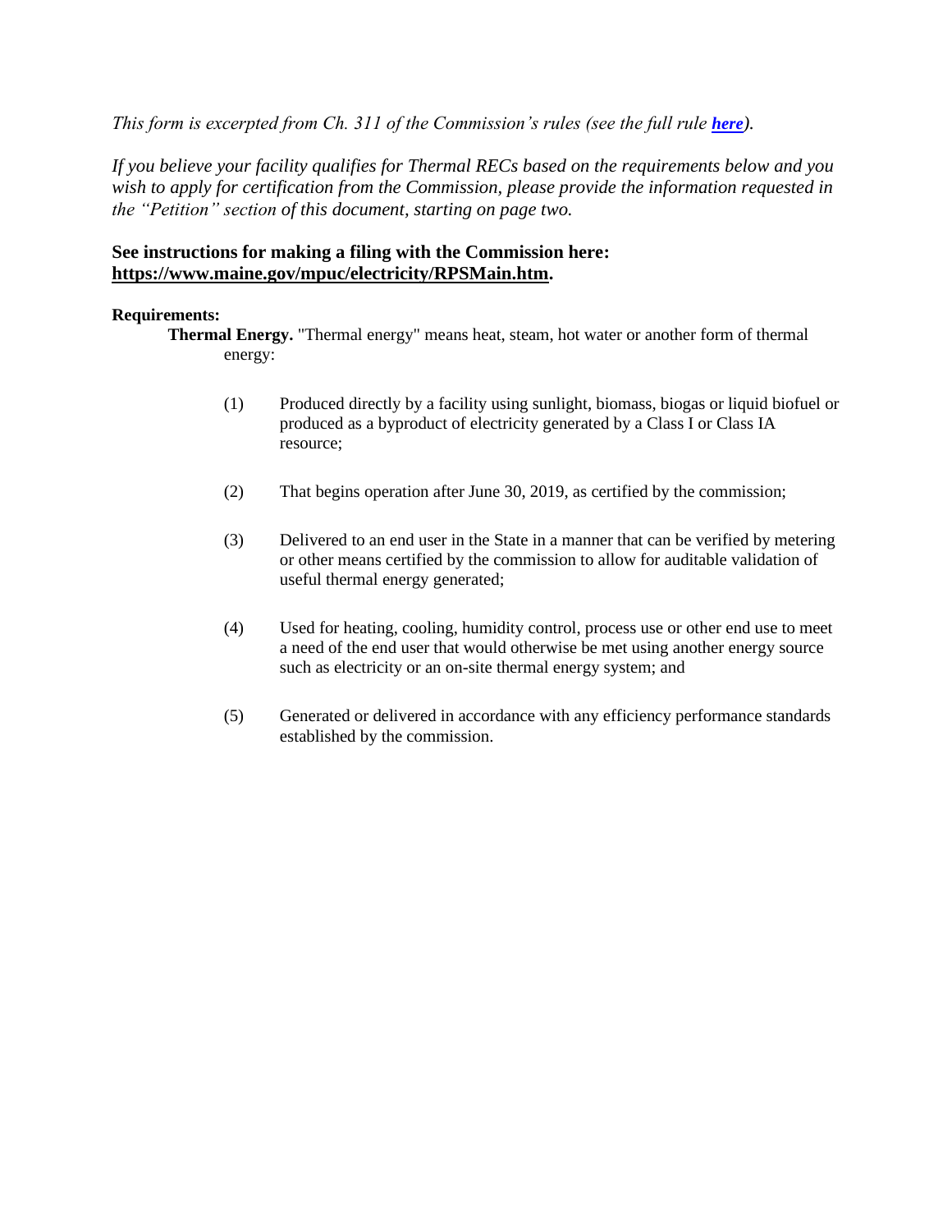*This form is excerpted from Ch. 311 of the Commission's rules (see the full rule **here**).*

*If you believe your facility qualifies for Thermal RECs based on the requirements below and you wish to apply for certification from the Commission, please provide the information requested in the "Petition" section of this document, starting on page two.*

**See instructions for making a filing with the Commission here: https://www.maine.gov/mpuc/electricity/RPSMain.htm.**

**Requirements:**

**Thermal Energy.** "Thermal energy" means heat, steam, hot water or another form of thermal energy:

(1) Produced directly by a facility using sunlight, biomass, biogas or liquid biofuel or produced as a byproduct of electricity generated by a Class I or Class IA resource;

(2) That begins operation after June 30, 2019, as certified by the commission;

(3) Delivered to an end user in the State in a manner that can be verified by metering or other means certified by the commission to allow for auditable validation of useful thermal energy generated;

(4) Used for heating, cooling, humidity control, process use or other end use to meet a need of the end user that would otherwise be met using another energy source such as electricity or an on-site thermal energy system; and

(5) Generated or delivered in accordance with any efficiency performance standards established by the commission.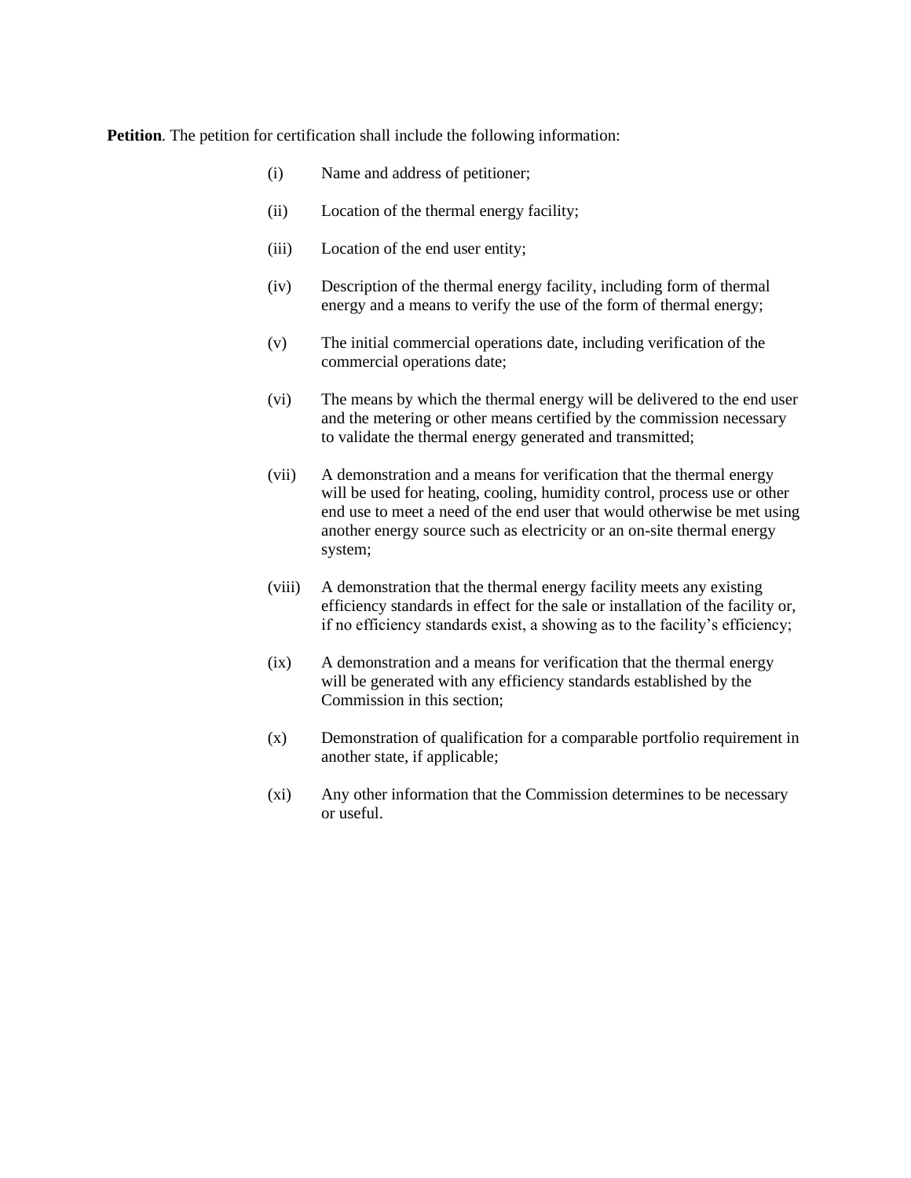**Petition**. The petition for certification shall include the following information:

(i) Name and address of petitioner;

(ii) Location of the thermal energy facility;

(iii) Location of the end user entity;

(iv) Description of the thermal energy facility, including form of thermal energy and a means to verify the use of the form of thermal energy;

(v) The initial commercial operations date, including verification of the commercial operations date;

(vi) The means by which the thermal energy will be delivered to the end user and the metering or other means certified by the commission necessary to validate the thermal energy generated and transmitted;

(vii) A demonstration and a means for verification that the thermal energy will be used for heating, cooling, humidity control, process use or other end use to meet a need of the end user that would otherwise be met using another energy source such as electricity or an on-site thermal energy system;

(viii) A demonstration that the thermal energy facility meets any existing efficiency standards in effect for the sale or installation of the facility or, if no efficiency standards exist, a showing as to the facility's efficiency;

(ix) A demonstration and a means for verification that the thermal energy will be generated with any efficiency standards established by the Commission in this section;

(x) Demonstration of qualification for a comparable portfolio requirement in another state, if applicable;

(xi) Any other information that the Commission determines to be necessary or useful.